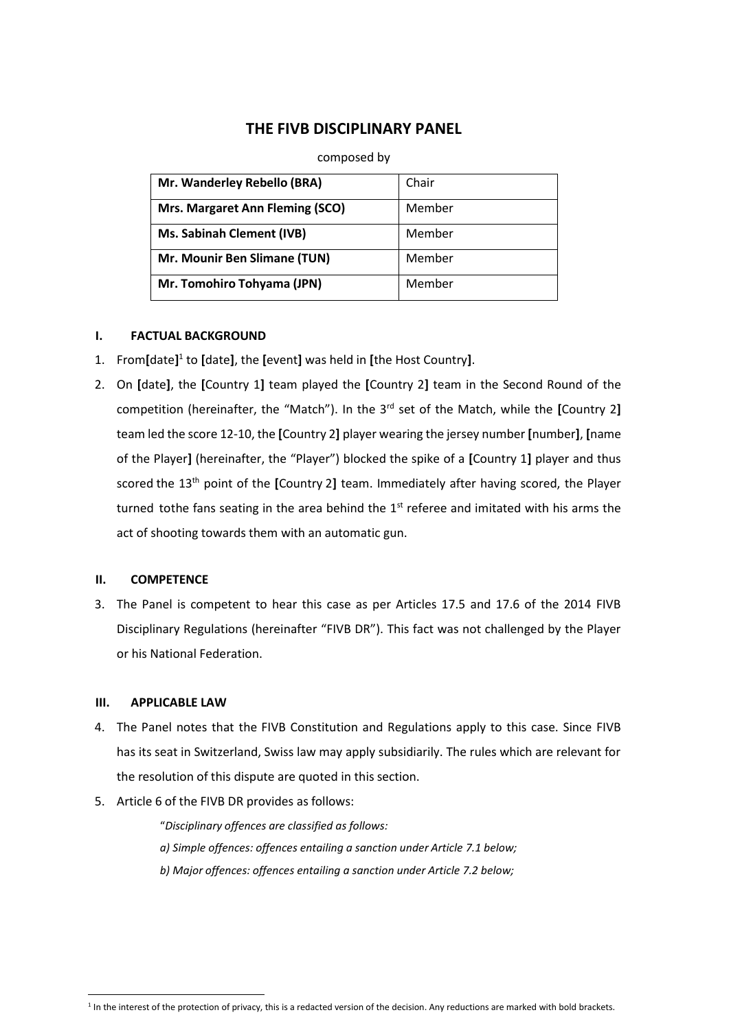# THE FIVB DISCIPLINARY PANEL

composed by

| | |
|---|---|
| **Mr. Wanderley Rebello (BRA)** | Chair |
| **Mrs. Margaret Ann Fleming (SCO)** | Member |
| **Ms. Sabinah Clement (IVB)** | Member |
| **Mr. Mounir Ben Slimane (TUN)** | Member |
| **Mr. Tomohiro Tohyama (JPN)** | Member |

## I. FACTUAL BACKGROUND

1. From**[**date**]**[1] to **[**date**]**, the **[**event**]** was held in **[**the Host Country**]**.
2. On **[**date**]**, the **[**Country 1**]** team played the **[**Country 2**]** team in the Second Round of the competition (hereinafter, the "Match"). In the 3rd set of the Match, while the **[**Country 2**]** team led the score 12-10, the **[**Country 2**]** player wearing the jersey number **[**number**]**, **[**name of the Player**]** (hereinafter, the "Player") blocked the spike of a **[**Country 1**]** player and thus scored the 13th point of the **[**Country 2**]** team. Immediately after having scored, the Player turned tothe fans seating in the area behind the 1st referee and imitated with his arms the act of shooting towards them with an automatic gun.

## II. COMPETENCE

3. The Panel is competent to hear this case as per Articles 17.5 and 17.6 of the 2014 FIVB Disciplinary Regulations (hereinafter "FIVB DR"). This fact was not challenged by the Player or his National Federation.

## III. APPLICABLE LAW

4. The Panel notes that the FIVB Constitution and Regulations apply to this case. Since FIVB has its seat in Switzerland, Swiss law may apply subsidiarily. The rules which are relevant for the resolution of this dispute are quoted in this section.
5. Article 6 of the FIVB DR provides as follows:

   "*Disciplinary offences are classified as follows:*

   *a) Simple offences: offences entailing a sanction under Article 7.1 below;*

   *b) Major offences: offences entailing a sanction under Article 7.2 below;*

---

[1] In the interest of the protection of privacy, this is a redacted version of the decision. Any reductions are marked with bold brackets.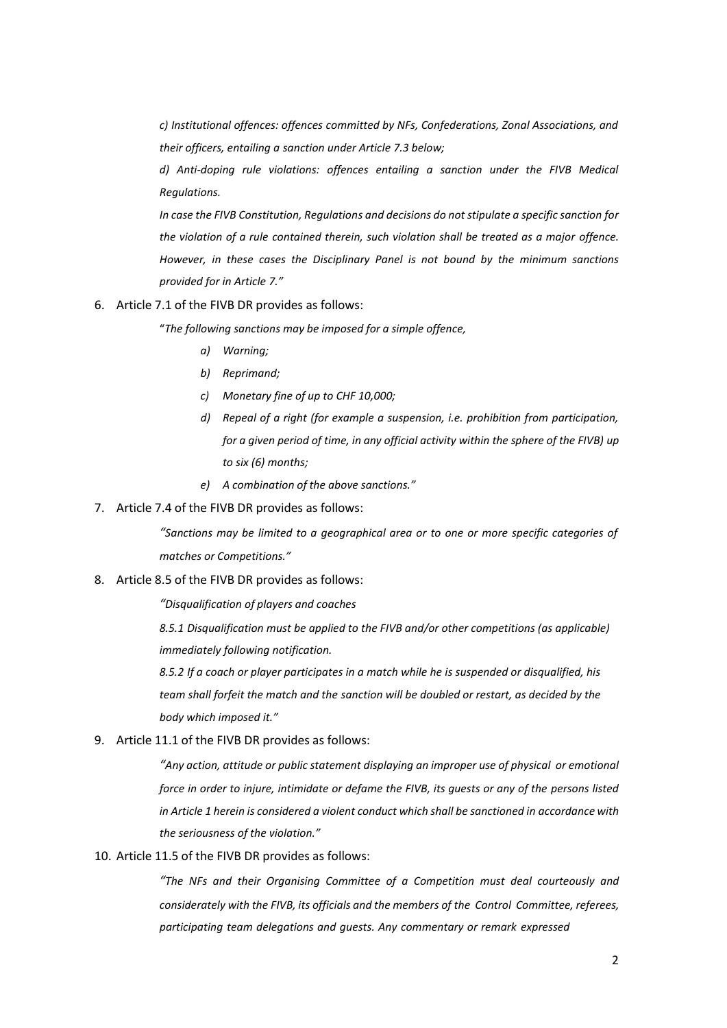*c) Institutional offences: offences committed by NFs, Confederations, Zonal Associations, and their officers, entailing a sanction under Article 7.3 below;*

*d) Anti-doping rule violations: offences entailing a sanction under the FIVB Medical Regulations.*

*In case the FIVB Constitution, Regulations and decisions do not stipulate a specific sanction for the violation of a rule contained therein, such violation shall be treated as a major offence. However, in these cases the Disciplinary Panel is not bound by the minimum sanctions provided for in Article 7."*

6. Article 7.1 of the FIVB DR provides as follows:

   "*The following sanctions may be imposed for a simple offence,*

   - *a) Warning;*
   - *b) Reprimand;*
   - *c) Monetary fine of up to CHF 10,000;*
   - *d) Repeal of a right (for example a suspension, i.e. prohibition from participation, for a given period of time, in any official activity within the sphere of the FIVB) up to six (6) months;*
   - *e) A combination of the above sanctions."*

7. Article 7.4 of the FIVB DR provides as follows:

   *"Sanctions may be limited to a geographical area or to one or more specific categories of matches or Competitions."*

8. Article 8.5 of the FIVB DR provides as follows:

   *"Disqualification of players and coaches*

   *8.5.1 Disqualification must be applied to the FIVB and/or other competitions (as applicable) immediately following notification.*

   *8.5.2 If a coach or player participates in a match while he is suspended or disqualified, his team shall forfeit the match and the sanction will be doubled or restart, as decided by the body which imposed it."*

9. Article 11.1 of the FIVB DR provides as follows:

   *"Any action, attitude or public statement displaying an improper use of physical or emotional force in order to injure, intimidate or defame the FIVB, its guests or any of the persons listed in Article 1 herein is considered a violent conduct which shall be sanctioned in accordance with the seriousness of the violation."*

10. Article 11.5 of the FIVB DR provides as follows:

    *"The NFs and their Organising Committee of a Competition must deal courteously and considerately with the FIVB, its officials and the members of the Control Committee, referees, participating team delegations and guests. Any commentary or remark expressed*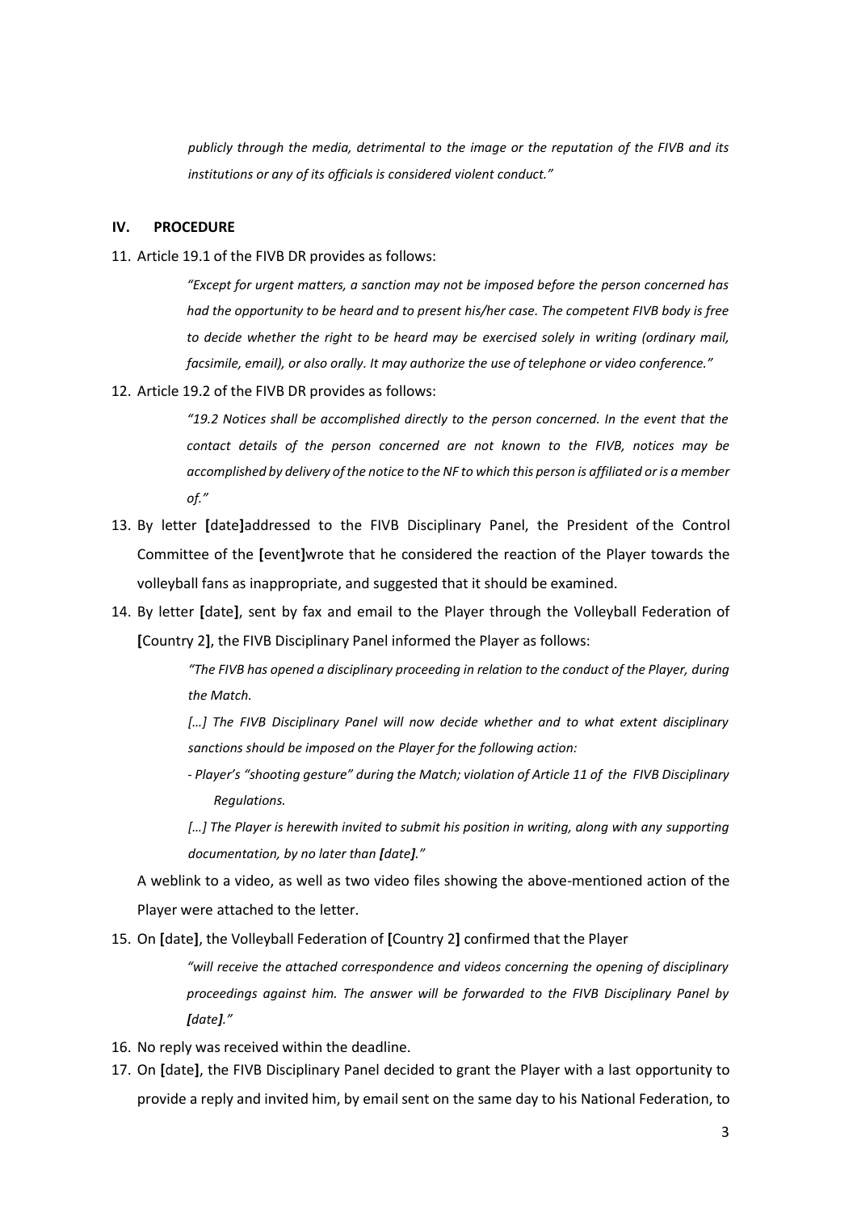*publicly through the media, detrimental to the image or the reputation of the FIVB and its institutions or any of its officials is considered violent conduct."*

## IV. PROCEDURE

11. Article 19.1 of the FIVB DR provides as follows:

> *"Except for urgent matters, a sanction may not be imposed before the person concerned has had the opportunity to be heard and to present his/her case. The competent FIVB body is free to decide whether the right to be heard may be exercised solely in writing (ordinary mail, facsimile, email), or also orally. It may authorize the use of telephone or video conference."*

12. Article 19.2 of the FIVB DR provides as follows:

> *"19.2 Notices shall be accomplished directly to the person concerned. In the event that the contact details of the person concerned are not known to the FIVB, notices may be accomplished by delivery of the notice to the NF to which this person is affiliated or is a member of."*

13. By letter **[**date**]**addressed to the FIVB Disciplinary Panel, the President of the Control Committee of the **[**event**]**wrote that he considered the reaction of the Player towards the volleyball fans as inappropriate, and suggested that it should be examined.

14. By letter **[**date**]**, sent by fax and email to the Player through the Volleyball Federation of **[**Country 2**]**, the FIVB Disciplinary Panel informed the Player as follows:

> *"The FIVB has opened a disciplinary proceeding in relation to the conduct of the Player, during the Match.*
>
> *[…] The FIVB Disciplinary Panel will now decide whether and to what extent disciplinary sanctions should be imposed on the Player for the following action:*
>
> *- Player's "shooting gesture" during the Match; violation of Article 11 of the FIVB Disciplinary Regulations.*
>
> *[…] The Player is herewith invited to submit his position in writing, along with any supporting documentation, by no later than **[date]**."*

A weblink to a video, as well as two video files showing the above-mentioned action of the Player were attached to the letter.

15. On **[**date**]**, the Volleyball Federation of **[**Country 2**]** confirmed that the Player

> *"will receive the attached correspondence and videos concerning the opening of disciplinary proceedings against him. The answer will be forwarded to the FIVB Disciplinary Panel by **[date]**."*

16. No reply was received within the deadline.

17. On **[**date**]**, the FIVB Disciplinary Panel decided to grant the Player with a last opportunity to provide a reply and invited him, by email sent on the same day to his National Federation, to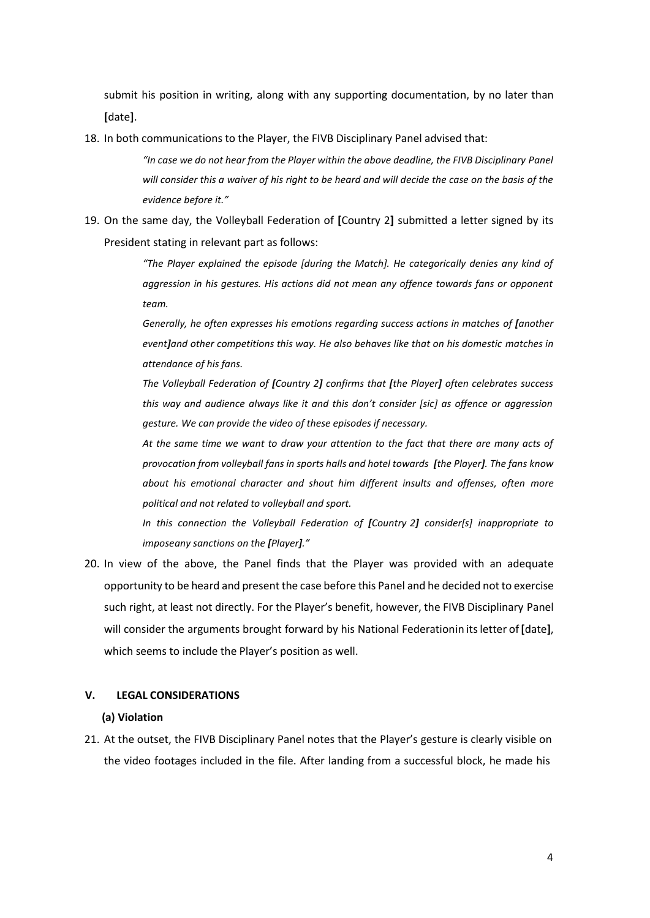submit his position in writing, along with any supporting documentation, by no later than **[**date**]**.

18. In both communications to the Player, the FIVB Disciplinary Panel advised that:

> *"In case we do not hear from the Player within the above deadline, the FIVB Disciplinary Panel will consider this a waiver of his right to be heard and will decide the case on the basis of the evidence before it."*

19. On the same day, the Volleyball Federation of **[**Country 2**]** submitted a letter signed by its President stating in relevant part as follows:

> *"The Player explained the episode [during the Match]. He categorically denies any kind of aggression in his gestures. His actions did not mean any offence towards fans or opponent team.*
>
> *Generally, he often expresses his emotions regarding success actions in matches of **[**another event**]**and other competitions this way. He also behaves like that on his domestic matches in attendance of his fans.*
>
> *The Volleyball Federation of **[**Country 2**]** confirms that **[**the Player**]** often celebrates success this way and audience always like it and this don't consider [sic] as offence or aggression gesture. We can provide the video of these episodes if necessary.*
>
> *At the same time we want to draw your attention to the fact that there are many acts of provocation from volleyball fans in sports halls and hotel towards **[**the Player**]**. The fans know about his emotional character and shout him different insults and offenses, often more political and not related to volleyball and sport.*
>
> *In this connection the Volleyball Federation of **[**Country 2**]** consider[s] inappropriate to imposeany sanctions on the **[**Player**]**."*

20. In view of the above, the Panel finds that the Player was provided with an adequate opportunity to be heard and present the case before this Panel and he decided not to exercise such right, at least not directly. For the Player's benefit, however, the FIVB Disciplinary Panel will consider the arguments brought forward by his National Federationin its letter of **[**date**]**, which seems to include the Player's position as well.

## V. LEGAL CONSIDERATIONS

### (a) Violation

21. At the outset, the FIVB Disciplinary Panel notes that the Player's gesture is clearly visible on the video footages included in the file. After landing from a successful block, he made his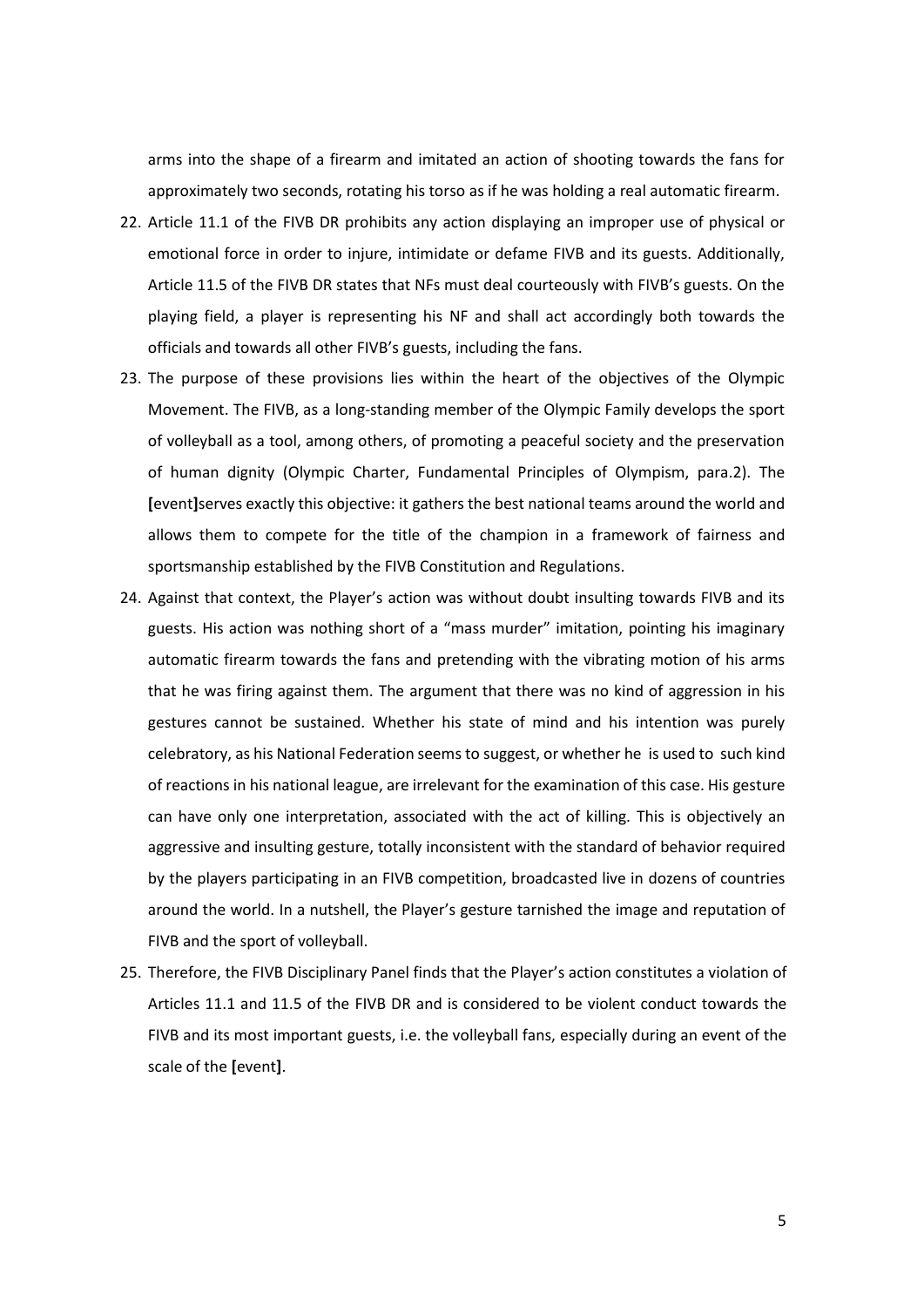arms into the shape of a firearm and imitated an action of shooting towards the fans for approximately two seconds, rotating his torso as if he was holding a real automatic firearm.

22. Article 11.1 of the FIVB DR prohibits any action displaying an improper use of physical or emotional force in order to injure, intimidate or defame FIVB and its guests. Additionally, Article 11.5 of the FIVB DR states that NFs must deal courteously with FIVB's guests. On the playing field, a player is representing his NF and shall act accordingly both towards the officials and towards all other FIVB's guests, including the fans.

23. The purpose of these provisions lies within the heart of the objectives of the Olympic Movement. The FIVB, as a long-standing member of the Olympic Family develops the sport of volleyball as a tool, among others, of promoting a peaceful society and the preservation of human dignity (Olympic Charter, Fundamental Principles of Olympism, para.2). The **[**event**]**serves exactly this objective: it gathers the best national teams around the world and allows them to compete for the title of the champion in a framework of fairness and sportsmanship established by the FIVB Constitution and Regulations.

24. Against that context, the Player's action was without doubt insulting towards FIVB and its guests. His action was nothing short of a "mass murder" imitation, pointing his imaginary automatic firearm towards the fans and pretending with the vibrating motion of his arms that he was firing against them. The argument that there was no kind of aggression in his gestures cannot be sustained. Whether his state of mind and his intention was purely celebratory, as his National Federation seems to suggest, or whether he is used to such kind of reactions in his national league, are irrelevant for the examination of this case. His gesture can have only one interpretation, associated with the act of killing. This is objectively an aggressive and insulting gesture, totally inconsistent with the standard of behavior required by the players participating in an FIVB competition, broadcasted live in dozens of countries around the world. In a nutshell, the Player's gesture tarnished the image and reputation of FIVB and the sport of volleyball.

25. Therefore, the FIVB Disciplinary Panel finds that the Player's action constitutes a violation of Articles 11.1 and 11.5 of the FIVB DR and is considered to be violent conduct towards the FIVB and its most important guests, i.e. the volleyball fans, especially during an event of the scale of the **[**event**]**.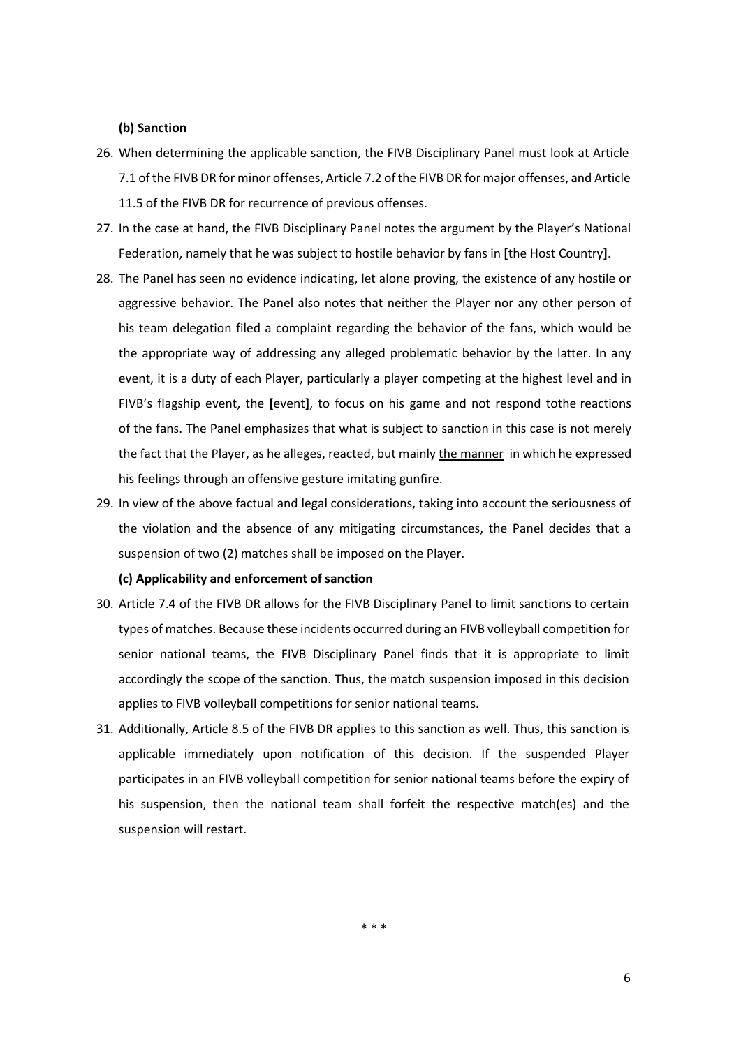**(b) Sanction**

26. When determining the applicable sanction, the FIVB Disciplinary Panel must look at Article 7.1 of the FIVB DR for minor offenses, Article 7.2 of the FIVB DR for major offenses, and Article 11.5 of the FIVB DR for recurrence of previous offenses.

27. In the case at hand, the FIVB Disciplinary Panel notes the argument by the Player's National Federation, namely that he was subject to hostile behavior by fans in **[**the Host Country**]**.

28. The Panel has seen no evidence indicating, let alone proving, the existence of any hostile or aggressive behavior. The Panel also notes that neither the Player nor any other person of his team delegation filed a complaint regarding the behavior of the fans, which would be the appropriate way of addressing any alleged problematic behavior by the latter. In any event, it is a duty of each Player, particularly a player competing at the highest level and in FIVB's flagship event, the **[**event**]**, to focus on his game and not respond tothe reactions of the fans. The Panel emphasizes that what is subject to sanction in this case is not merely the fact that the Player, as he alleges, reacted, but mainly <u>the manner</u> in which he expressed his feelings through an offensive gesture imitating gunfire.

29. In view of the above factual and legal considerations, taking into account the seriousness of the violation and the absence of any mitigating circumstances, the Panel decides that a suspension of two (2) matches shall be imposed on the Player.

**(c) Applicability and enforcement of sanction**

30. Article 7.4 of the FIVB DR allows for the FIVB Disciplinary Panel to limit sanctions to certain types of matches. Because these incidents occurred during an FIVB volleyball competition for senior national teams, the FIVB Disciplinary Panel finds that it is appropriate to limit accordingly the scope of the sanction. Thus, the match suspension imposed in this decision applies to FIVB volleyball competitions for senior national teams.

31. Additionally, Article 8.5 of the FIVB DR applies to this sanction as well. Thus, this sanction is applicable immediately upon notification of this decision. If the suspended Player participates in an FIVB volleyball competition for senior national teams before the expiry of his suspension, then the national team shall forfeit the respective match(es) and the suspension will restart.

\* \* \*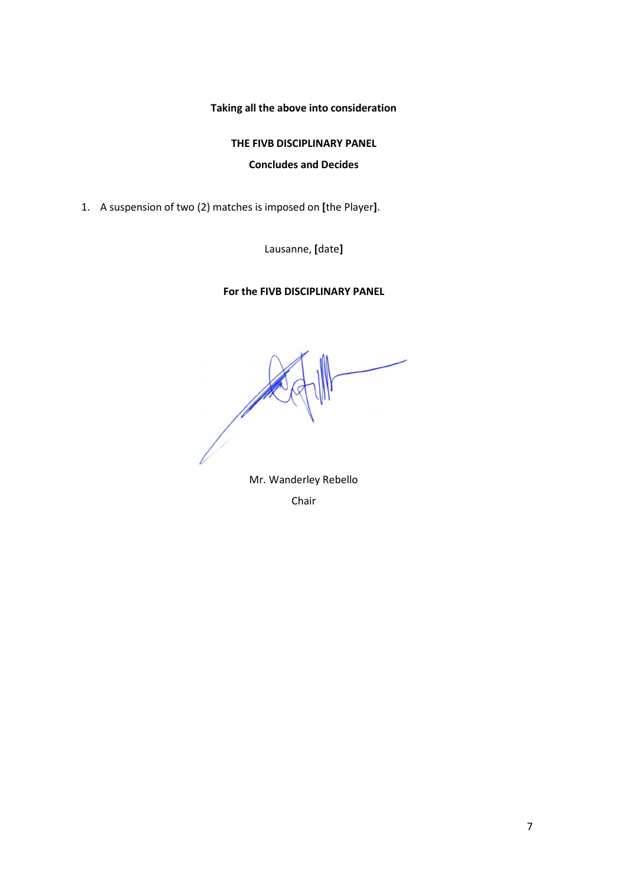**Taking all the above into consideration**

**THE FIVB DISCIPLINARY PANEL**

**Concludes and Decides**

1. A suspension of two (2) matches is imposed on **[**the Player**]**.

Lausanne, **[**date**]**

**For the FIVB DISCIPLINARY PANEL**

Mr. Wanderley Rebello

Chair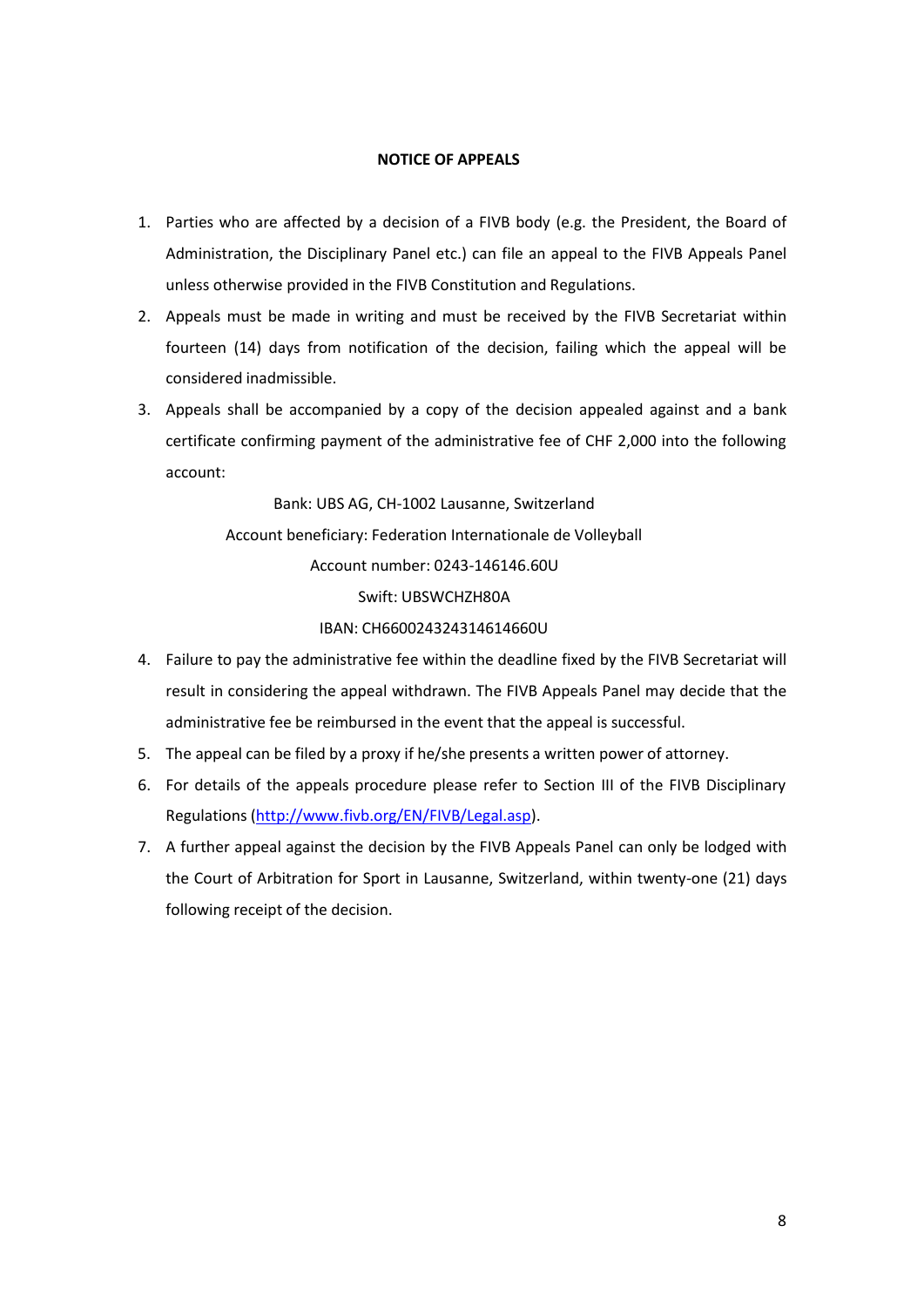**NOTICE OF APPEALS**

1. Parties who are affected by a decision of a FIVB body (e.g. the President, the Board of Administration, the Disciplinary Panel etc.) can file an appeal to the FIVB Appeals Panel unless otherwise provided in the FIVB Constitution and Regulations.
2. Appeals must be made in writing and must be received by the FIVB Secretariat within fourteen (14) days from notification of the decision, failing which the appeal will be considered inadmissible.
3. Appeals shall be accompanied by a copy of the decision appealed against and a bank certificate confirming payment of the administrative fee of CHF 2,000 into the following account:

   Bank: UBS AG, CH-1002 Lausanne, Switzerland

   Account beneficiary: Federation Internationale de Volleyball

   Account number: 0243-146146.60U

   Swift: UBSWCHZH80A

   IBAN: CH660024324314614660U

4. Failure to pay the administrative fee within the deadline fixed by the FIVB Secretariat will result in considering the appeal withdrawn. The FIVB Appeals Panel may decide that the administrative fee be reimbursed in the event that the appeal is successful.
5. The appeal can be filed by a proxy if he/she presents a written power of attorney.
6. For details of the appeals procedure please refer to Section III of the FIVB Disciplinary Regulations (http://www.fivb.org/EN/FIVB/Legal.asp).
7. A further appeal against the decision by the FIVB Appeals Panel can only be lodged with the Court of Arbitration for Sport in Lausanne, Switzerland, within twenty-one (21) days following receipt of the decision.